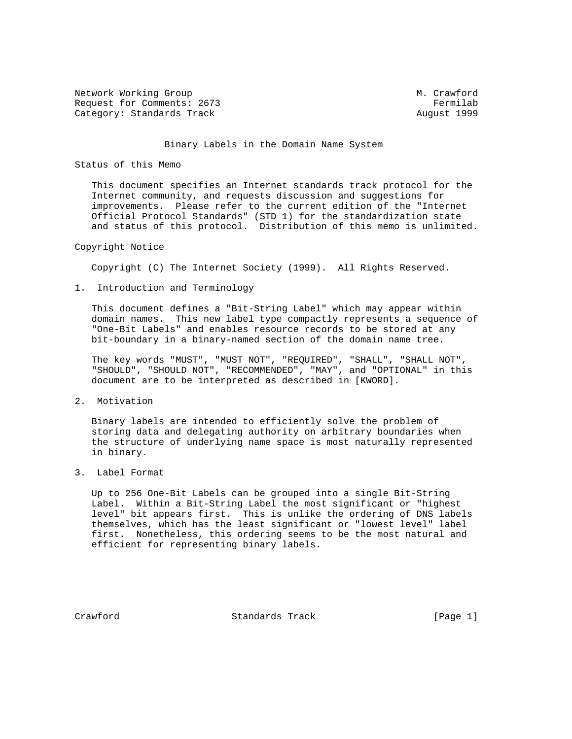Network Working Group M. Crawford
Request for Comments: 2673 Fermilab
Category: Standards Track August 1999

# Binary Labels in the Domain Name System

## Status of this Memo

This document specifies an Internet standards track protocol for the Internet community, and requests discussion and suggestions for improvements. Please refer to the current edition of the "Internet Official Protocol Standards" (STD 1) for the standardization state and status of this protocol. Distribution of this memo is unlimited.

## Copyright Notice

Copyright (C) The Internet Society (1999). All Rights Reserved.

## 1. Introduction and Terminology

This document defines a "Bit-String Label" which may appear within domain names. This new label type compactly represents a sequence of "One-Bit Labels" and enables resource records to be stored at any bit-boundary in a binary-named section of the domain name tree.

The key words "MUST", "MUST NOT", "REQUIRED", "SHALL", "SHALL NOT", "SHOULD", "SHOULD NOT", "RECOMMENDED", "MAY", and "OPTIONAL" in this document are to be interpreted as described in [KWORD].

## 2. Motivation

Binary labels are intended to efficiently solve the problem of storing data and delegating authority on arbitrary boundaries when the structure of underlying name space is most naturally represented in binary.

## 3. Label Format

Up to 256 One-Bit Labels can be grouped into a single Bit-String Label. Within a Bit-String Label the most significant or "highest level" bit appears first. This is unlike the ordering of DNS labels themselves, which has the least significant or "lowest level" label first. Nonetheless, this ordering seems to be the most natural and efficient for representing binary labels.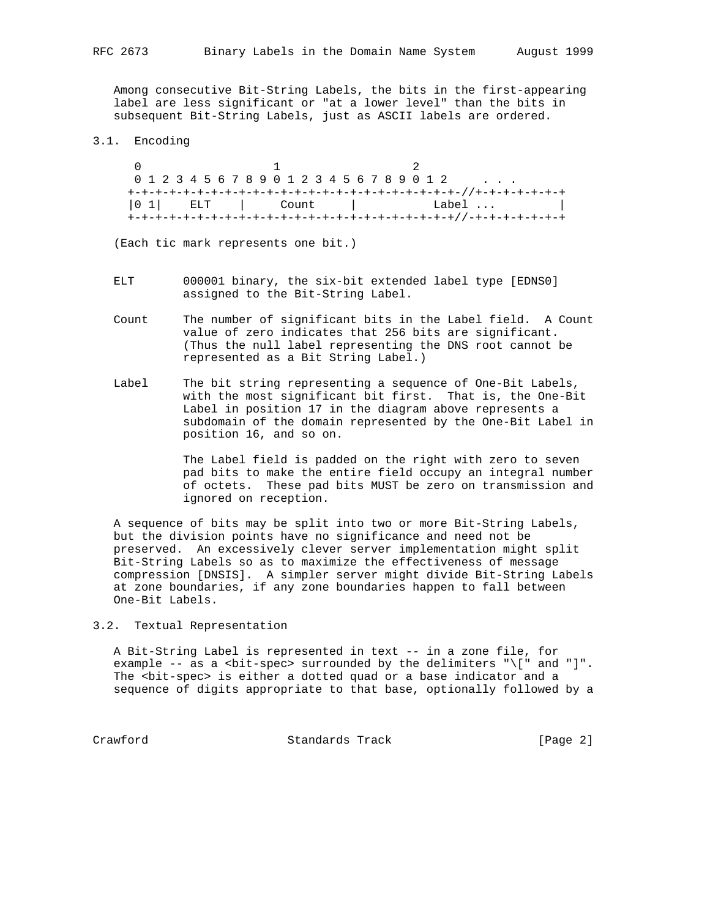Among consecutive Bit-String Labels, the bits in the first-appearing label are less significant or "at a lower level" than the bits in subsequent Bit-String Labels, just as ASCII labels are ordered.

## 3.1. Encoding

```
 0                   1                   2
 0 1 2 3 4 5 6 7 8 9 0 1 2 3 4 5 6 7 8 9 0 1 2     . . .
+-+-+-+-+-+-+-+-+-+-+-+-+-+-+-+-+-+-+-+-+-+-+-+-//+-+-+-+-+-+-+
|0 1|    ELT    |     Count     |           Label ...         |
+-+-+-+-+-+-+-+-+-+-+-+-+-+-+-+-+-+-+-+-+-+-+-+-+//-+-+-+-+-+-+
```

(Each tic mark represents one bit.)

ELT 000001 binary, the six-bit extended label type [EDNS0] assigned to the Bit-String Label.

Count The number of significant bits in the Label field. A Count value of zero indicates that 256 bits are significant. (Thus the null label representing the DNS root cannot be represented as a Bit String Label.)

Label The bit string representing a sequence of One-Bit Labels, with the most significant bit first. That is, the One-Bit Label in position 17 in the diagram above represents a subdomain of the domain represented by the One-Bit Label in position 16, and so on.

The Label field is padded on the right with zero to seven pad bits to make the entire field occupy an integral number of octets. These pad bits MUST be zero on transmission and ignored on reception.

A sequence of bits may be split into two or more Bit-String Labels, but the division points have no significance and need not be preserved. An excessively clever server implementation might split Bit-String Labels so as to maximize the effectiveness of message compression [DNSIS]. A simpler server might divide Bit-String Labels at zone boundaries, if any zone boundaries happen to fall between One-Bit Labels.

## 3.2. Textual Representation

A Bit-String Label is represented in text -- in a zone file, for example -- as a <bit-spec> surrounded by the delimiters "\[" and "]". The <bit-spec> is either a dotted quad or a base indicator and a sequence of digits appropriate to that base, optionally followed by a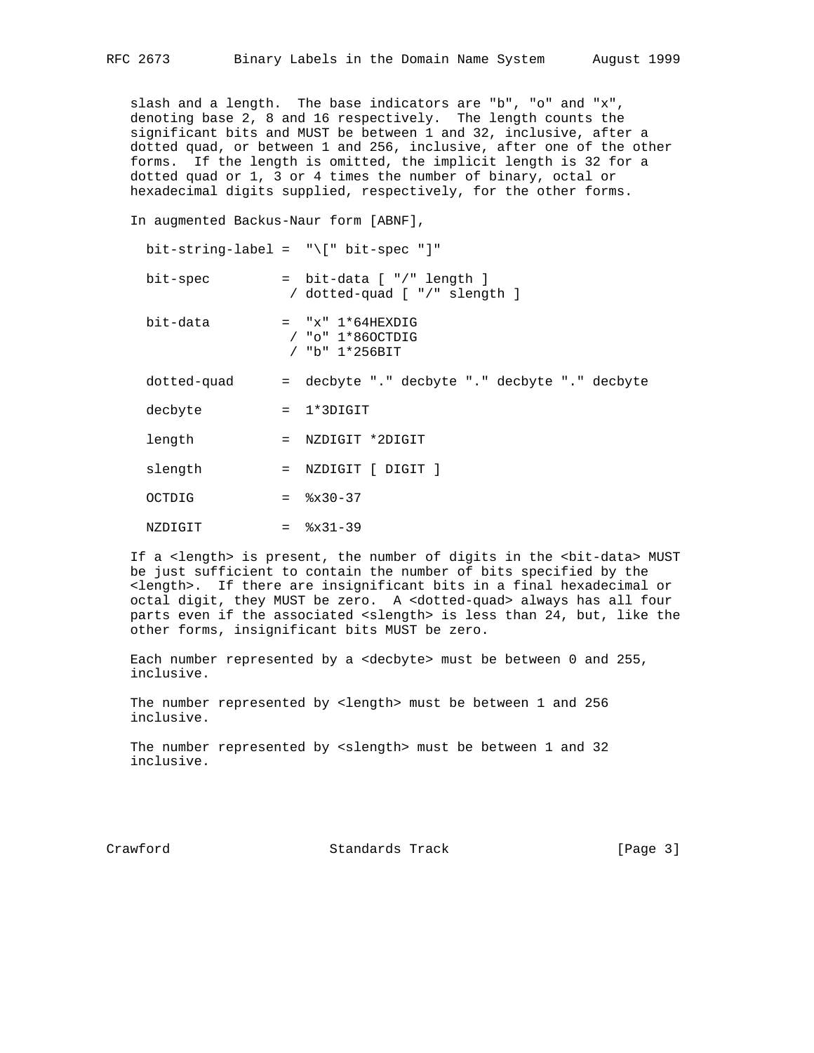slash and a length. The base indicators are "b", "o" and "x", denoting base 2, 8 and 16 respectively. The length counts the significant bits and MUST be between 1 and 32, inclusive, after a dotted quad, or between 1 and 256, inclusive, after one of the other forms. If the length is omitted, the implicit length is 32 for a dotted quad or 1, 3 or 4 times the number of binary, octal or hexadecimal digits supplied, respectively, for the other forms.

In augmented Backus-Naur form [ABNF],

```
bit-string-label =  "\[" bit-spec "]"

bit-spec         =  bit-data [ "/" length ]
                  / dotted-quad [ "/" slength ]

bit-data         =  "x" 1*64HEXDIG
                  / "o" 1*86OCTDIG
                  / "b" 1*256BIT

dotted-quad      =  decbyte "." decbyte "." decbyte "." decbyte

decbyte          =  1*3DIGIT

length           =  NZDIGIT *2DIGIT

slength          =  NZDIGIT [ DIGIT ]

OCTDIG           =  %x30-37

NZDIGIT          =  %x31-39
```

If a <length> is present, the number of digits in the <bit-data> MUST be just sufficient to contain the number of bits specified by the <length>. If there are insignificant bits in a final hexadecimal or octal digit, they MUST be zero. A <dotted-quad> always has all four parts even if the associated <slength> is less than 24, but, like the other forms, insignificant bits MUST be zero.

Each number represented by a <decbyte> must be between 0 and 255, inclusive.

The number represented by <length> must be between 1 and 256 inclusive.

The number represented by <slength> must be between 1 and 32 inclusive.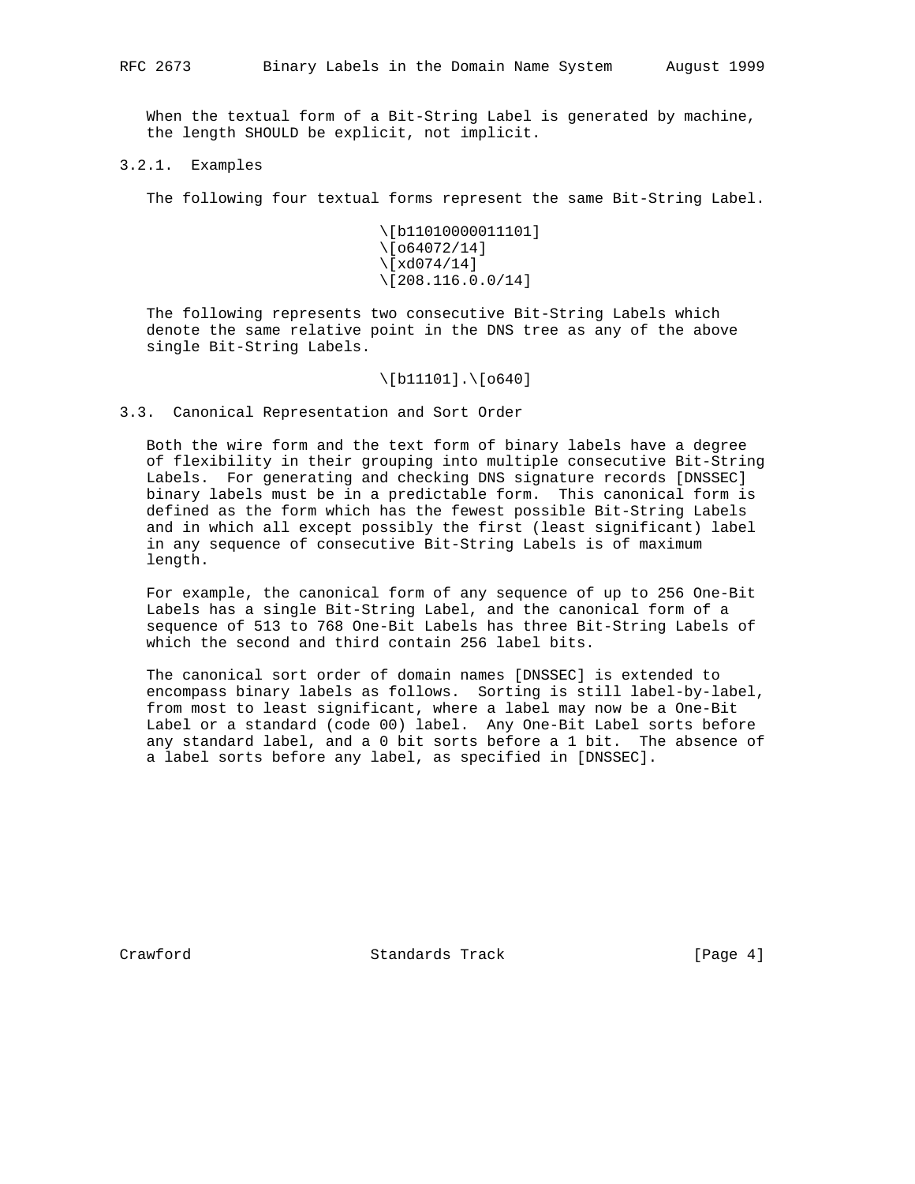When the textual form of a Bit-String Label is generated by machine, the length SHOULD be explicit, not implicit.

### 3.2.1. Examples

The following four textual forms represent the same Bit-String Label.

```
\[b11010000011101]
\[o64072/14]
\[xd074/14]
\[208.116.0.0/14]
```

The following represents two consecutive Bit-String Labels which denote the same relative point in the DNS tree as any of the above single Bit-String Labels.

```
\[b11101].\[o640]
```

## 3.3. Canonical Representation and Sort Order

Both the wire form and the text form of binary labels have a degree of flexibility in their grouping into multiple consecutive Bit-String Labels. For generating and checking DNS signature records [DNSSEC] binary labels must be in a predictable form. This canonical form is defined as the form which has the fewest possible Bit-String Labels and in which all except possibly the first (least significant) label in any sequence of consecutive Bit-String Labels is of maximum length.

For example, the canonical form of any sequence of up to 256 One-Bit Labels has a single Bit-String Label, and the canonical form of a sequence of 513 to 768 One-Bit Labels has three Bit-String Labels of which the second and third contain 256 label bits.

The canonical sort order of domain names [DNSSEC] is extended to encompass binary labels as follows. Sorting is still label-by-label, from most to least significant, where a label may now be a One-Bit Label or a standard (code 00) label. Any One-Bit Label sorts before any standard label, and a 0 bit sorts before a 1 bit. The absence of a label sorts before any label, as specified in [DNSSEC].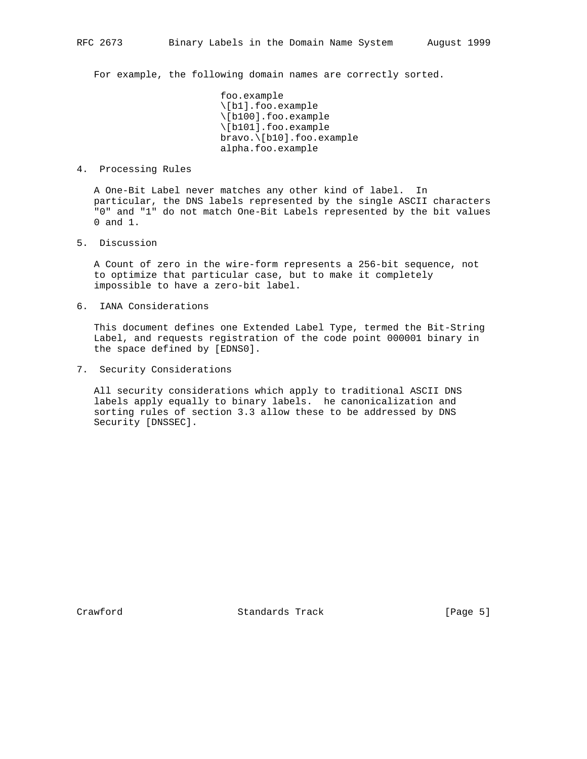For example, the following domain names are correctly sorted.

```
foo.example
\[b1].foo.example
\[b100].foo.example
\[b101].foo.example
bravo.\[b10].foo.example
alpha.foo.example
```

## 4. Processing Rules

A One-Bit Label never matches any other kind of label. In particular, the DNS labels represented by the single ASCII characters "0" and "1" do not match One-Bit Labels represented by the bit values 0 and 1.

## 5. Discussion

A Count of zero in the wire-form represents a 256-bit sequence, not to optimize that particular case, but to make it completely impossible to have a zero-bit label.

## 6. IANA Considerations

This document defines one Extended Label Type, termed the Bit-String Label, and requests registration of the code point 000001 binary in the space defined by [EDNS0].

## 7. Security Considerations

All security considerations which apply to traditional ASCII DNS labels apply equally to binary labels. he canonicalization and sorting rules of section 3.3 allow these to be addressed by DNS Security [DNSSEC].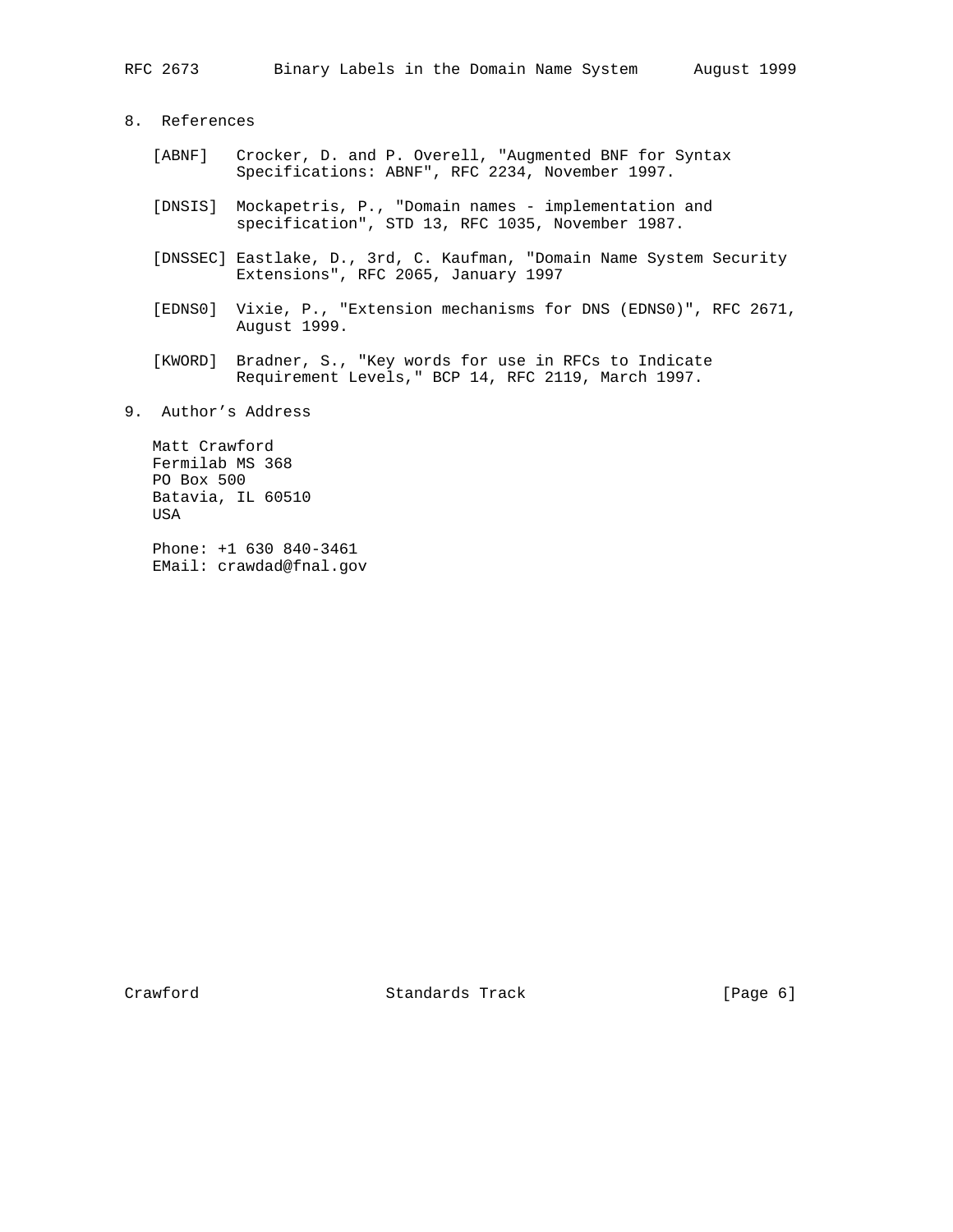## 8. References

[ABNF] Crocker, D. and P. Overell, "Augmented BNF for Syntax Specifications: ABNF", RFC 2234, November 1997.

[DNSIS] Mockapetris, P., "Domain names - implementation and specification", STD 13, RFC 1035, November 1987.

[DNSSEC] Eastlake, D., 3rd, C. Kaufman, "Domain Name System Security Extensions", RFC 2065, January 1997

[EDNS0] Vixie, P., "Extension mechanisms for DNS (EDNS0)", RFC 2671, August 1999.

[KWORD] Bradner, S., "Key words for use in RFCs to Indicate Requirement Levels," BCP 14, RFC 2119, March 1997.

## 9. Author's Address

Matt Crawford
Fermilab MS 368
PO Box 500
Batavia, IL 60510
USA

Phone: +1 630 840-3461
EMail: crawdad@fnal.gov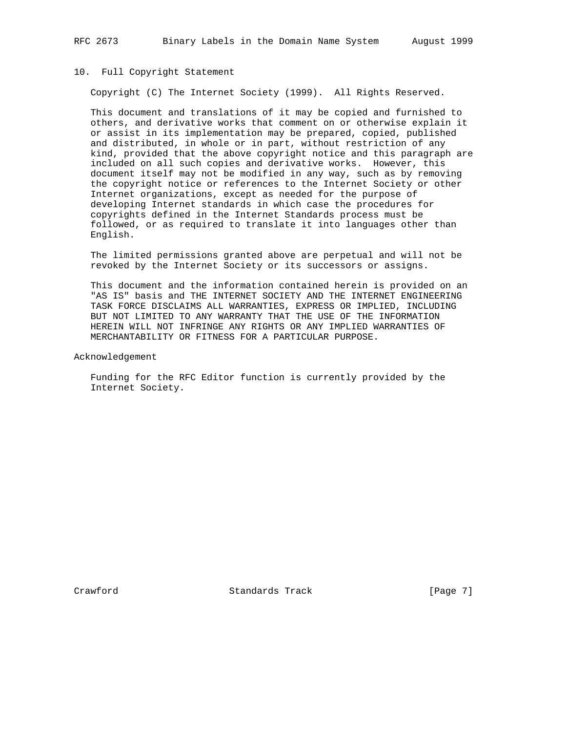## 10. Full Copyright Statement

Copyright (C) The Internet Society (1999). All Rights Reserved.

This document and translations of it may be copied and furnished to others, and derivative works that comment on or otherwise explain it or assist in its implementation may be prepared, copied, published and distributed, in whole or in part, without restriction of any kind, provided that the above copyright notice and this paragraph are included on all such copies and derivative works. However, this document itself may not be modified in any way, such as by removing the copyright notice or references to the Internet Society or other Internet organizations, except as needed for the purpose of developing Internet standards in which case the procedures for copyrights defined in the Internet Standards process must be followed, or as required to translate it into languages other than English.

The limited permissions granted above are perpetual and will not be revoked by the Internet Society or its successors or assigns.

This document and the information contained herein is provided on an "AS IS" basis and THE INTERNET SOCIETY AND THE INTERNET ENGINEERING TASK FORCE DISCLAIMS ALL WARRANTIES, EXPRESS OR IMPLIED, INCLUDING BUT NOT LIMITED TO ANY WARRANTY THAT THE USE OF THE INFORMATION HEREIN WILL NOT INFRINGE ANY RIGHTS OR ANY IMPLIED WARRANTIES OF MERCHANTABILITY OR FITNESS FOR A PARTICULAR PURPOSE.

## Acknowledgement

Funding for the RFC Editor function is currently provided by the Internet Society.